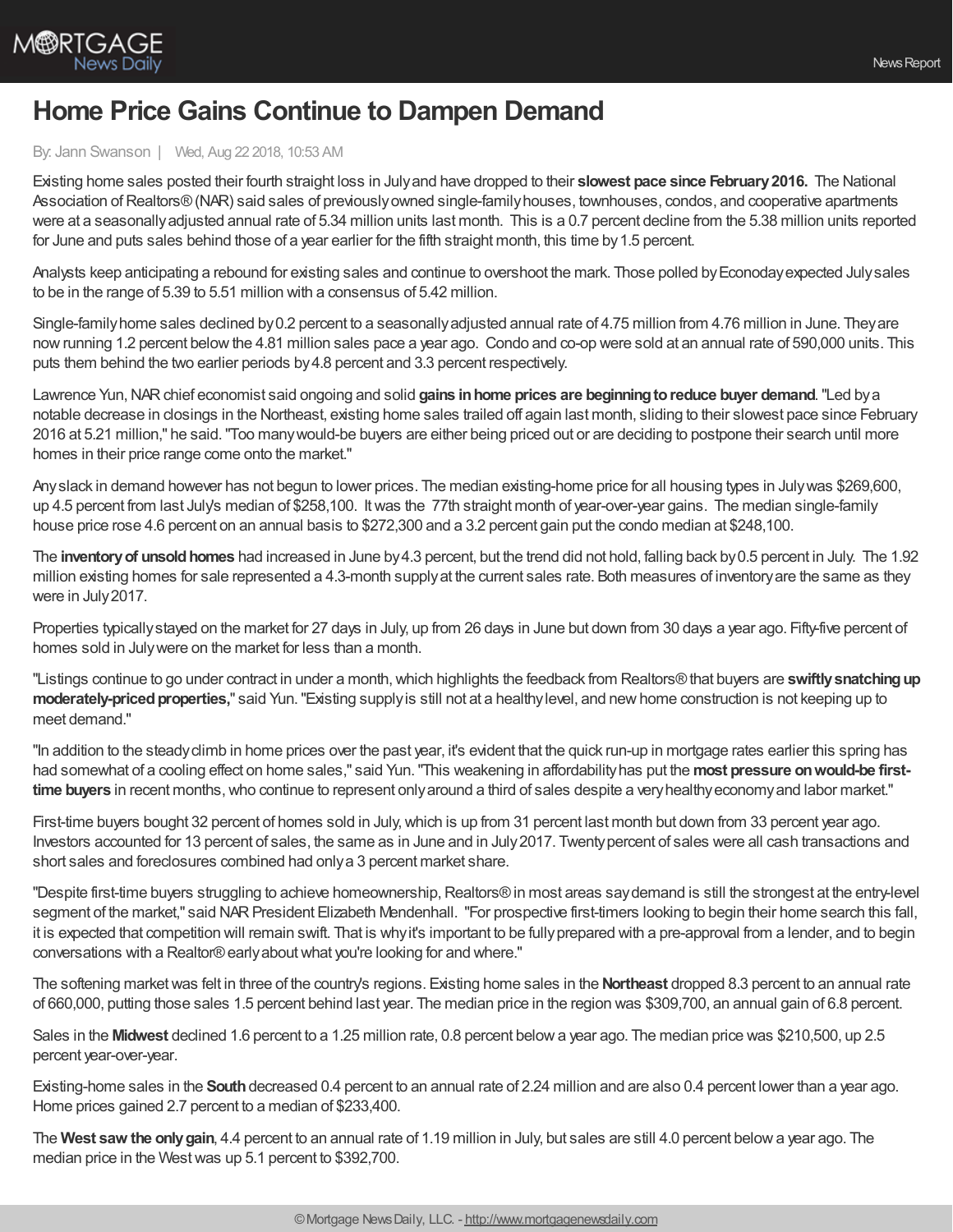# Home Price Gains Continue to Dampen Demand

By: Jann Swanson | Wed, Aug 22 2018, 10:53 AM

Existing home sales posted their fourth straight loss in July and have dropped to their **slowest pace since February 2016.** The National Association of Realtors® (NAR) said sales of previously owned single-family houses, townhouses, condos, and cooperative apartments were at a seasonally adjusted annual rate of 5.34 million units last month. This is a 0.7 percent decline from the 5.38 million units reported for June and puts sales behind those of a year earlier for the fifth straight month, this time by 1.5 percent.

Analysts keep anticipating a rebound for existing sales and continue to overshoot the mark. Those polled by Econoday expected July sales to be in the range of 5.39 to 5.51 million with a consensus of 5.42 million.

Single-family home sales declined by 0.2 percent to a seasonally adjusted annual rate of 4.75 million from 4.76 million in June. They are now running 1.2 percent below the 4.81 million sales pace a year ago. Condo and co-op were sold at an annual rate of 590,000 units. This puts them behind the two earlier periods by 4.8 percent and 3.3 percent respectively.

Lawrence Yun, NAR chief economist said ongoing and solid **gains in home prices are beginning to reduce buyer demand**. "Led by a notable decrease in closings in the Northeast, existing home sales trailed off again last month, sliding to their slowest pace since February 2016 at 5.21 million," he said. "Too many would-be buyers are either being priced out or are deciding to postpone their search until more homes in their price range come onto the market."

Any slack in demand however has not begun to lower prices. The median existing-home price for all housing types in July was $269,600, up 4.5 percent from last July's median of $258,100. It was the 77th straight month of year-over-year gains. The median single-family house price rose 4.6 percent on an annual basis to $272,300 and a 3.2 percent gain put the condo median at $248,100.

The **inventory of unsold homes** had increased in June by 4.3 percent, but the trend did not hold, falling back by 0.5 percent in July. The 1.92 million existing homes for sale represented a 4.3-month supply at the current sales rate. Both measures of inventory are the same as they were in July 2017.

Properties typically stayed on the market for 27 days in July, up from 26 days in June but down from 30 days a year ago. Fifty-five percent of homes sold in July were on the market for less than a month.

"Listings continue to go under contract in under a month, which highlights the feedback from Realtors® that buyers are **swiftly snatching up moderately-priced properties,**" said Yun. "Existing supply is still not at a healthy level, and new home construction is not keeping up to meet demand."

"In addition to the steady climb in home prices over the past year, it's evident that the quick run-up in mortgage rates earlier this spring has had somewhat of a cooling effect on home sales," said Yun. "This weakening in affordability has put the **most pressure on would-be first-time buyers** in recent months, who continue to represent only around a third of sales despite a very healthy economy and labor market."

First-time buyers bought 32 percent of homes sold in July, which is up from 31 percent last month but down from 33 percent year ago. Investors accounted for 13 percent of sales, the same as in June and in July 2017. Twenty percent of sales were all cash transactions and short sales and foreclosures combined had only a 3 percent market share.

"Despite first-time buyers struggling to achieve homeownership, Realtors® in most areas say demand is still the strongest at the entry-level segment of the market," said NAR President Elizabeth Mendenhall. "For prospective first-timers looking to begin their home search this fall, it is expected that competition will remain swift. That is why it's important to be fully prepared with a pre-approval from a lender, and to begin conversations with a Realtor® early about what you're looking for and where."

The softening market was felt in three of the country's regions. Existing home sales in the **Northeast** dropped 8.3 percent to an annual rate of 660,000, putting those sales 1.5 percent behind last year. The median price in the region was $309,700, an annual gain of 6.8 percent.

Sales in the **Midwest** declined 1.6 percent to a 1.25 million rate, 0.8 percent below a year ago. The median price was $210,500, up 2.5 percent year-over-year.

Existing-home sales in the **South** decreased 0.4 percent to an annual rate of 2.24 million and are also 0.4 percent lower than a year ago. Home prices gained 2.7 percent to a median of $233,400.

The **West saw the only gain**, 4.4 percent to an annual rate of 1.19 million in July, but sales are still 4.0 percent below a year ago. The median price in the West was up 5.1 percent to $392,700.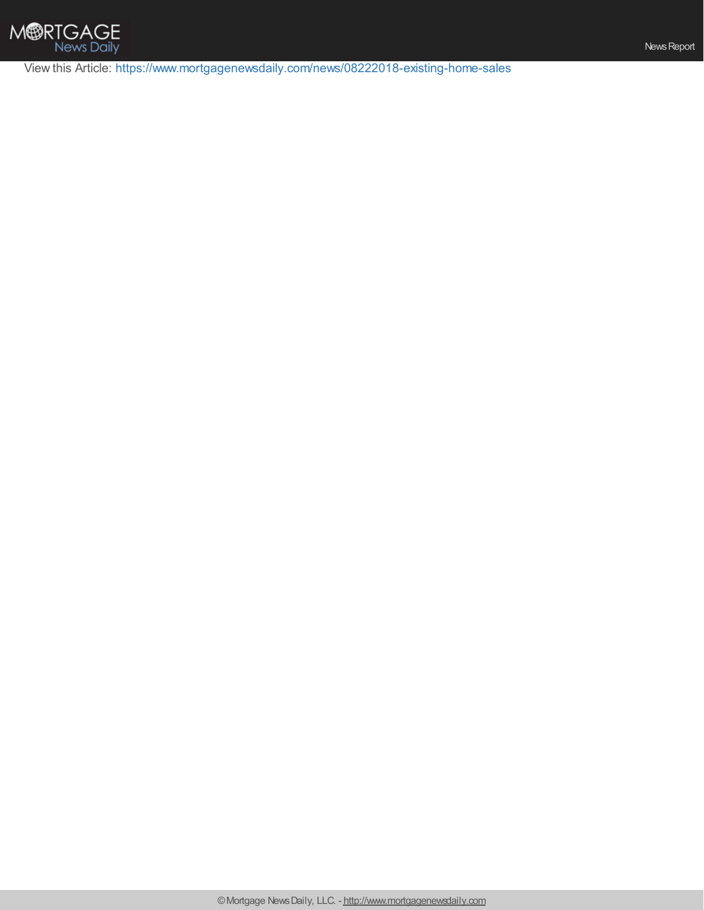View this Article: https://www.mortgagenewsdaily.com/news/08222018-existing-home-sales